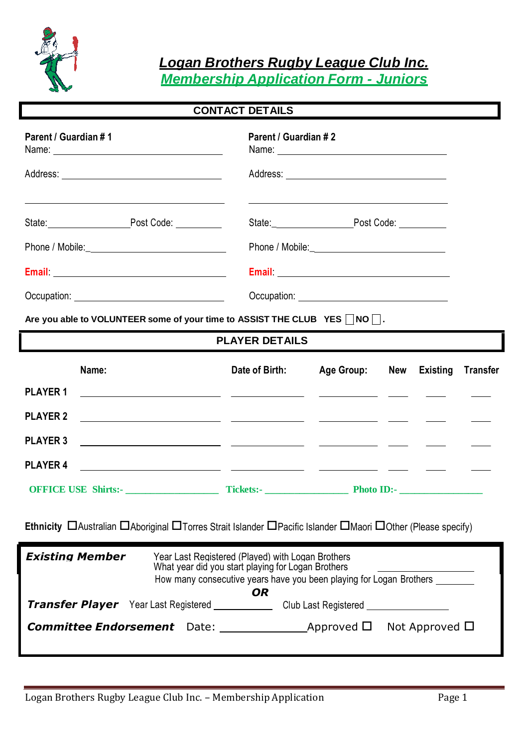# *Logan Brothers Rugby League Club Inc.*

## *Membership Application Form - Juniors*

**CONTACT DETAILS**

| **Parent / Guardian # 1** | **Parent / Guardian # 2** |
|---|---|
| Name: ______________________ | Name: ______________________ |
| Address: ______________________ | Address: ______________________ |
| ______________________ | ______________________ |
| State: __________ Post Code: ______ | State: __________ Post Code: ______ |
| Phone / Mobile: ______________________ | Phone / Mobile: ______________________ |
| **Email**: ______________________ | **Email**: ______________________ |
| Occupation: ______________________ | Occupation: ______________________ |

**Are you able to VOLUNTEER some of your time to ASSIST THE CLUB YES ☐ NO ☐.**

**PLAYER DETAILS**

| | **Name:** | **Date of Birth:** | **Age Group:** | **New** | **Existing** | **Transfer** |
|---|---|---|---|---|---|---|
| **PLAYER 1** | | | | | | |
| **PLAYER 2** | | | | | | |
| **PLAYER 3** | | | | | | |
| **PLAYER 4** | | | | | | |

**OFFICE USE Shirts:- __________ Tickets:- __________ Photo ID:- __________**

**Ethnicity** ☐Australian ☐Aboriginal ☐Torres Strait Islander ☐Pacific Islander ☐Maori ☐Other (Please specify)

***Existing Member*** Year Last Registered (Played) with Logan Brothers
What year did you start playing for Logan Brothers __________
How many consecutive years have you been playing for Logan Brothers ________

***OR***

***Transfer Player*** Year Last Registered __________ Club Last Registered __________

***Committee Endorsement*** Date: __________ Approved ☐ Not Approved ☐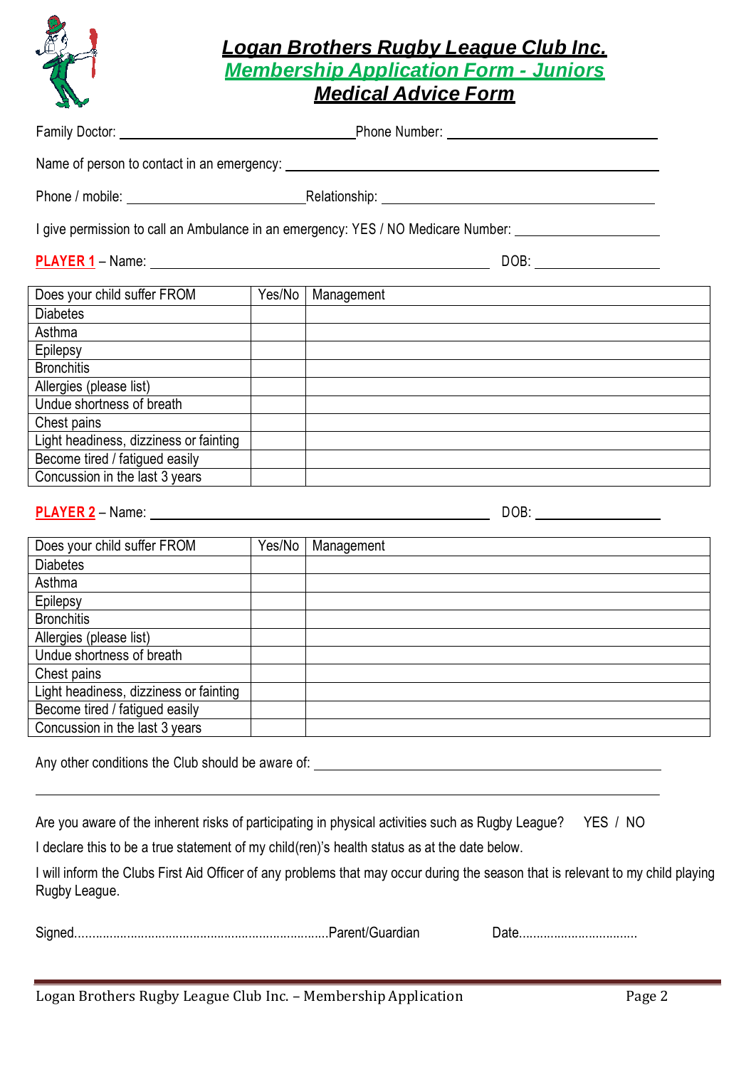# Logan Brothers Rugby League Club Inc.

## Membership Application Form - Juniors

## Medical Advice Form

Family Doctor: ______________________________ Phone Number: ______________________________

Name of person to contact in an emergency: ______________________________________________

Phone / mobile: ______________________ Relationship: ______________________________

I give permission to call an Ambulance in an emergency: YES / NO Medicare Number: ____________________

**PLAYER 1** – Name: ____________________________________________ DOB: ________________

| Does your child suffer FROM | Yes/No | Management |
|---|---|---|
| Diabetes | | |
| Asthma | | |
| Epilepsy | | |
| Bronchitis | | |
| Allergies (please list) | | |
| Undue shortness of breath | | |
| Chest pains | | |
| Light headiness, dizziness or fainting | | |
| Become tired / fatigued easily | | |
| Concussion in the last 3 years | | |

**PLAYER 2** – Name: ____________________________________________ DOB: ________________

| Does your child suffer FROM | Yes/No | Management |
|---|---|---|
| Diabetes | | |
| Asthma | | |
| Epilepsy | | |
| Bronchitis | | |
| Allergies (please list) | | |
| Undue shortness of breath | | |
| Chest pains | | |
| Light headiness, dizziness or fainting | | |
| Become tired / fatigued easily | | |
| Concussion in the last 3 years | | |

Any other conditions the Club should be aware of: ____________________________________________

______________________________________________________________________________

Are you aware of the inherent risks of participating in physical activities such as Rugby League? YES / NO

I declare this to be a true statement of my child(ren)'s health status as at the date below.

I will inform the Clubs First Aid Officer of any problems that may occur during the season that is relevant to my child playing Rugby League.

Signed........................................................................Parent/Guardian Date..................................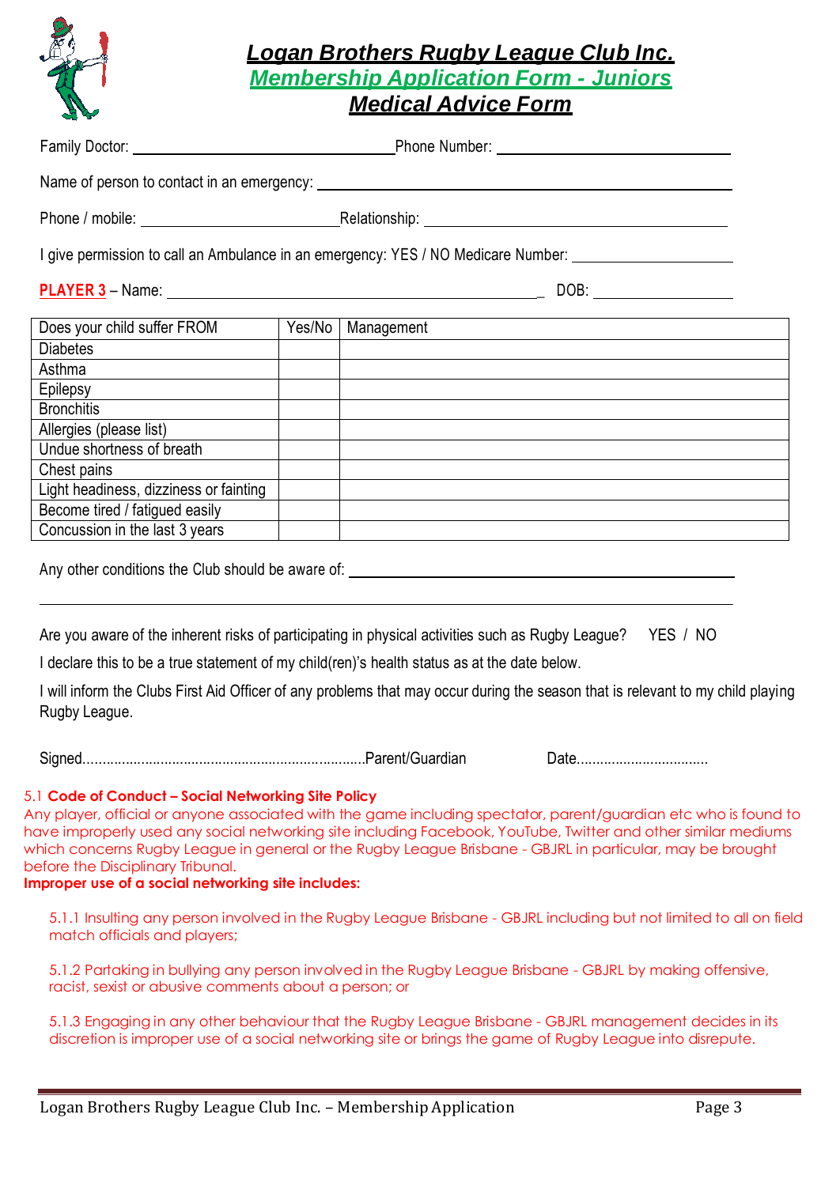# Logan Brothers Rugby League Club Inc.

## Membership Application Form - Juniors

## Medical Advice Form

Family Doctor: ______________________________ Phone Number: ______________________________

Name of person to contact in an emergency: ______________________________________________

Phone / mobile: ______________________ Relationship: ______________________________

I give permission to call an Ambulance in an emergency: YES / NO Medicare Number: __________________

**PLAYER 3** – Name: ___________________________________________ DOB: __________________

| Does your child suffer FROM | Yes/No | Management |
|---|---|---|
| Diabetes | | |
| Asthma | | |
| Epilepsy | | |
| Bronchitis | | |
| Allergies (please list) | | |
| Undue shortness of breath | | |
| Chest pains | | |
| Light headiness, dizziness or fainting | | |
| Become tired / fatigued easily | | |
| Concussion in the last 3 years | | |

Any other conditions the Club should be aware of: ____________________________________________

______________________________________________________________________________

Are you aware of the inherent risks of participating in physical activities such as Rugby League? YES / NO

I declare this to be a true statement of my child(ren)'s health status as at the date below.

I will inform the Clubs First Aid Officer of any problems that may occur during the season that is relevant to my child playing Rugby League.

Signed.........................................................................Parent/Guardian Date..................................

5.1 **Code of Conduct – Social Networking Site Policy**

Any player, official or anyone associated with the game including spectator, parent/guardian etc who is found to have improperly used any social networking site including Facebook, YouTube, Twitter and other similar mediums which concerns Rugby League in general or the Rugby League Brisbane - GBJRL in particular, may be brought before the Disciplinary Tribunal.

**Improper use of a social networking site includes:**

5.1.1 Insulting any person involved in the Rugby League Brisbane - GBJRL including but not limited to all on field match officials and players;

5.1.2 Partaking in bullying any person involved in the Rugby League Brisbane - GBJRL by making offensive, racist, sexist or abusive comments about a person; or

5.1.3 Engaging in any other behaviour that the Rugby League Brisbane - GBJRL management decides in its discretion is improper use of a social networking site or brings the game of Rugby League into disrepute.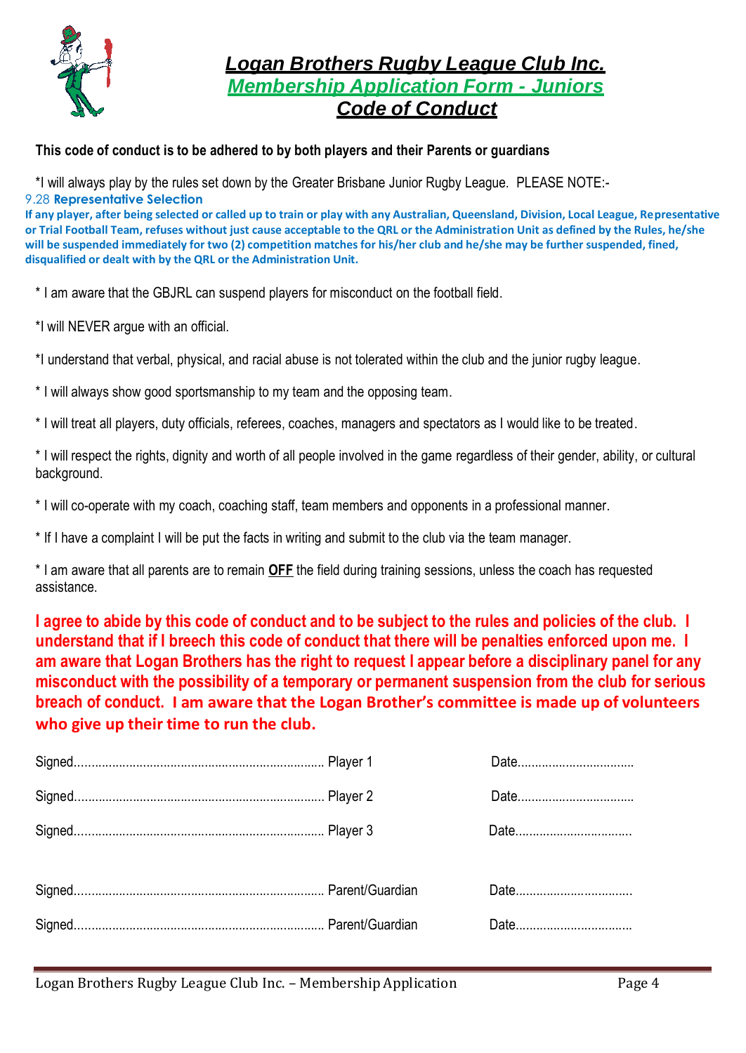# Logan Brothers Rugby League Club Inc.
## Membership Application Form - Juniors
## Code of Conduct

**This code of conduct is to be adhered to by both players and their Parents or guardians**

*I will always play by the rules set down by the Greater Brisbane Junior Rugby League. PLEASE NOTE:-

9.28 **Representative Selection**

**If any player, after being selected or called up to train or play with any Australian, Queensland, Division, Local League, Representative or Trial Football Team, refuses without just cause acceptable to the QRL or the Administration Unit as defined by the Rules, he/she will be suspended immediately for two (2) competition matches for his/her club and he/she may be further suspended, fined, disqualified or dealt with by the QRL or the Administration Unit.**

* I am aware that the GBJRL can suspend players for misconduct on the football field.

*I will NEVER argue with an official.

*I understand that verbal, physical, and racial abuse is not tolerated within the club and the junior rugby league.

* I will always show good sportsmanship to my team and the opposing team.

* I will treat all players, duty officials, referees, coaches, managers and spectators as I would like to be treated.

* I will respect the rights, dignity and worth of all people involved in the game regardless of their gender, ability, or cultural background.

* I will co-operate with my coach, coaching staff, team members and opponents in a professional manner.

* If I have a complaint I will be put the facts in writing and submit to the club via the team manager.

* I am aware that all parents are to remain **OFF** the field during training sessions, unless the coach has requested assistance.

**I agree to abide by this code of conduct and to be subject to the rules and policies of the club. I understand that if I breech this code of conduct that there will be penalties enforced upon me. I am aware that Logan Brothers has the right to request I appear before a disciplinary panel for any misconduct with the possibility of a temporary or permanent suspension from the club for serious breach of conduct. I am aware that the Logan Brother's committee is made up of volunteers who give up their time to run the club.**

Signed........................................................................ Player 1 Date..................................

Signed........................................................................ Player 2 Date..................................

Signed........................................................................ Player 3 Date..................................

Signed........................................................................ Parent/Guardian Date..................................

Signed........................................................................ Parent/Guardian Date..................................